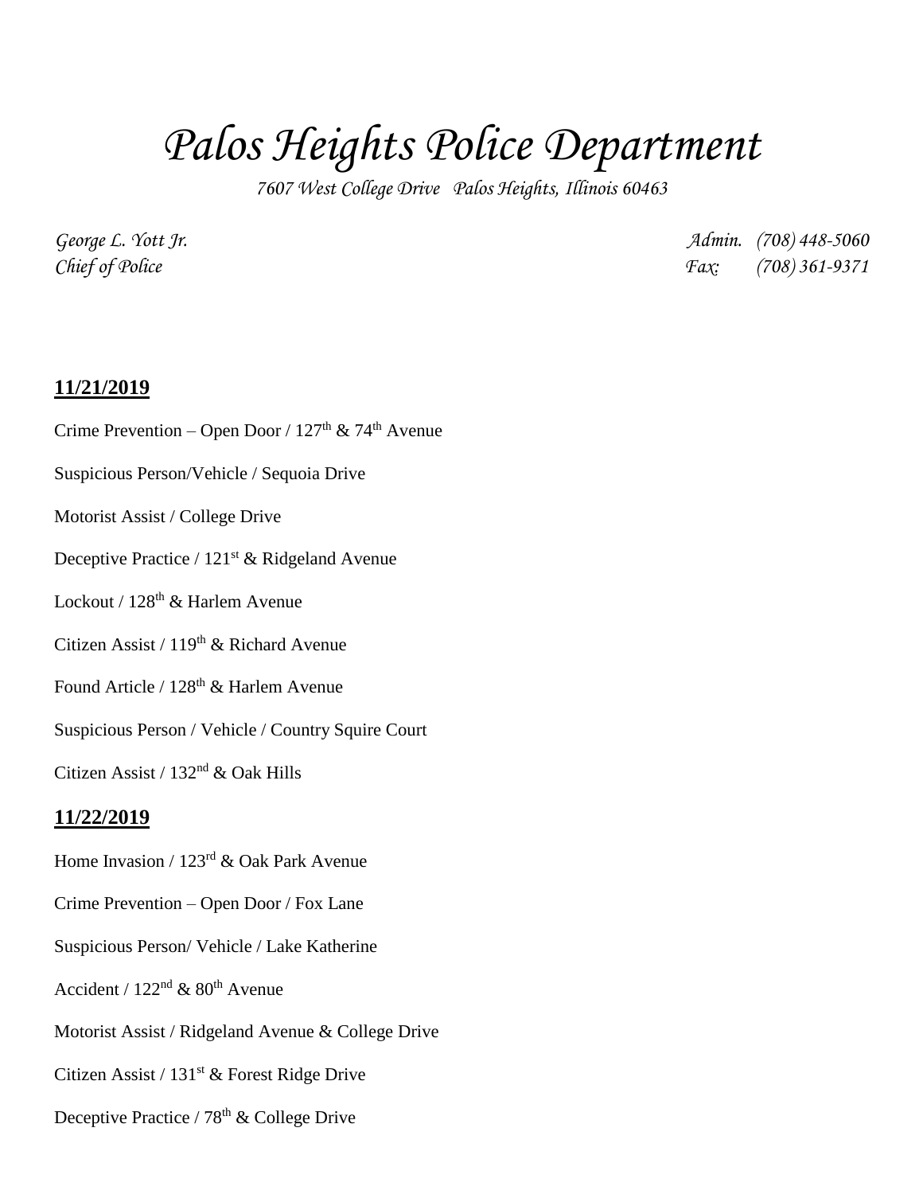# *Palos Heights Police Department*

*7607 West College Drive Palos Heights, Illinois 60463*

*George L. Yott Jr.* *Admin. (708) 448-5060*
*Chief of Police* *Fax: (708) 361-9371*

**11/21/2019**

Crime Prevention – Open Door / 127th & 74th Avenue

Suspicious Person/Vehicle / Sequoia Drive

Motorist Assist / College Drive

Deceptive Practice / 121st & Ridgeland Avenue

Lockout / 128th & Harlem Avenue

Citizen Assist / 119th & Richard Avenue

Found Article / 128th & Harlem Avenue

Suspicious Person / Vehicle / Country Squire Court

Citizen Assist / 132nd & Oak Hills

**11/22/2019**

Home Invasion / 123rd & Oak Park Avenue

Crime Prevention – Open Door / Fox Lane

Suspicious Person/ Vehicle / Lake Katherine

Accident / 122nd & 80th Avenue

Motorist Assist / Ridgeland Avenue & College Drive

Citizen Assist / 131st & Forest Ridge Drive

Deceptive Practice / 78th & College Drive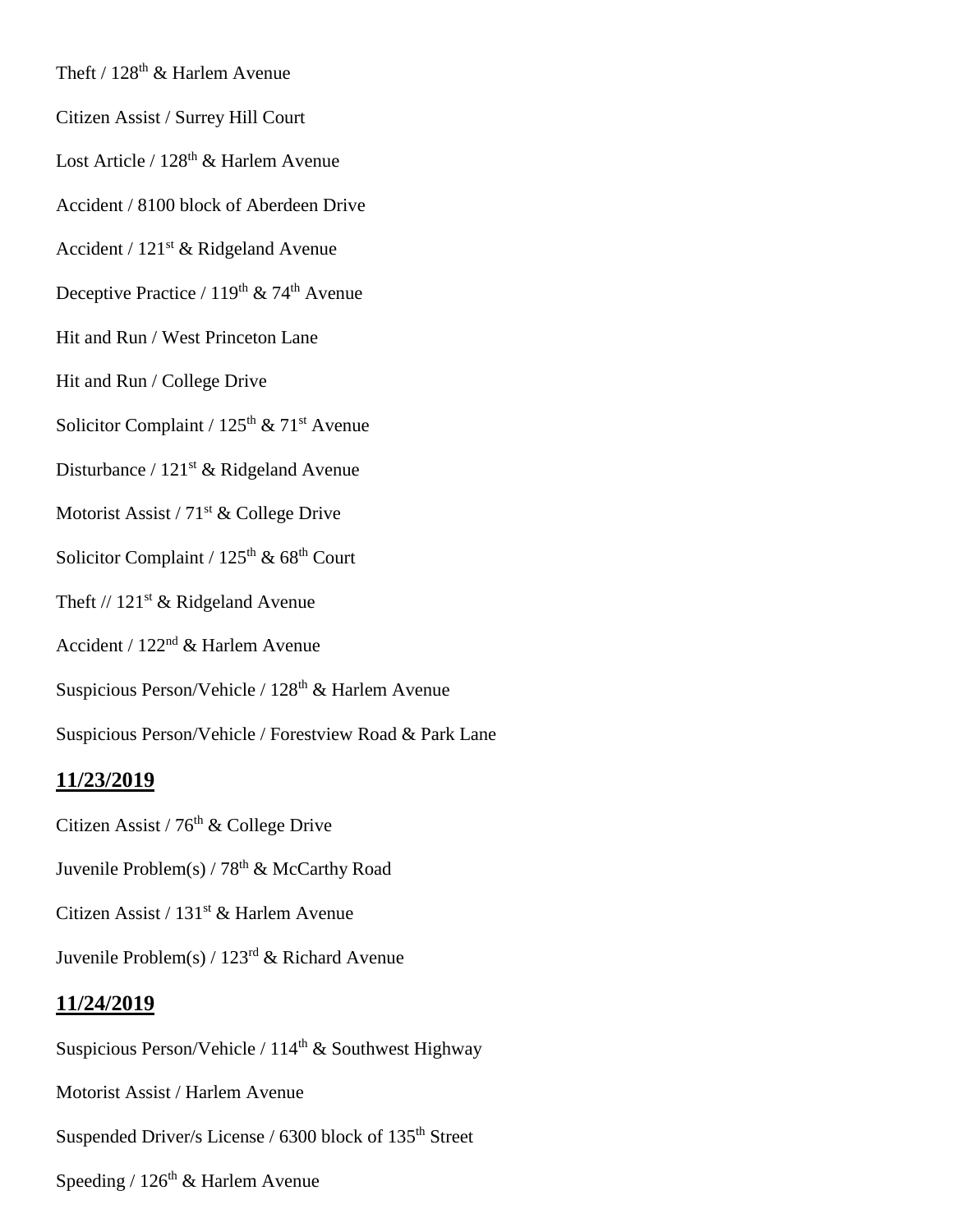Theft / 128th & Harlem Avenue

Citizen Assist / Surrey Hill Court

Lost Article / 128th & Harlem Avenue

Accident / 8100 block of Aberdeen Drive

Accident / 121st & Ridgeland Avenue

Deceptive Practice / 119th & 74th Avenue

Hit and Run / West Princeton Lane

Hit and Run / College Drive

Solicitor Complaint / 125th & 71st Avenue

Disturbance / 121st & Ridgeland Avenue

Motorist Assist / 71st & College Drive

Solicitor Complaint / 125th & 68th Court

Theft // 121st & Ridgeland Avenue

Accident / 122nd & Harlem Avenue

Suspicious Person/Vehicle / 128th & Harlem Avenue

Suspicious Person/Vehicle / Forestview Road & Park Lane

## **11/23/2019**

Citizen Assist / 76th & College Drive

Juvenile Problem(s) / 78th & McCarthy Road

Citizen Assist / 131st & Harlem Avenue

Juvenile Problem(s) / 123rd & Richard Avenue

## **11/24/2019**

Suspicious Person/Vehicle / 114th & Southwest Highway

Motorist Assist / Harlem Avenue

Suspended Driver/s License / 6300 block of 135th Street

Speeding / 126th & Harlem Avenue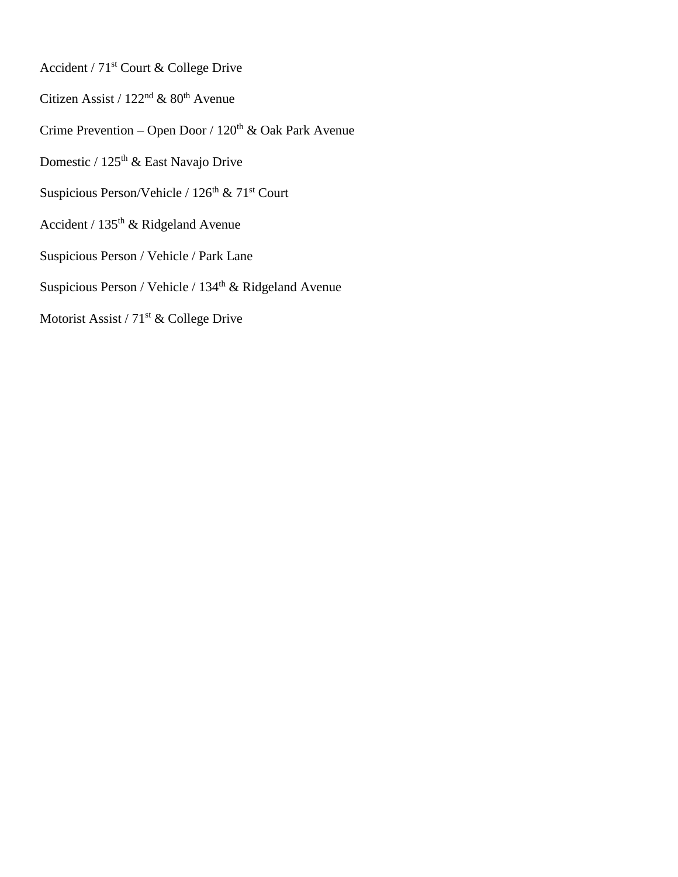Accident / 71st Court & College Drive

Citizen Assist / 122nd & 80th Avenue

Crime Prevention – Open Door / 120th & Oak Park Avenue

Domestic / 125th & East Navajo Drive

Suspicious Person/Vehicle / 126th & 71st Court

Accident / 135th & Ridgeland Avenue

Suspicious Person / Vehicle / Park Lane

Suspicious Person / Vehicle / 134th & Ridgeland Avenue

Motorist Assist / 71st & College Drive